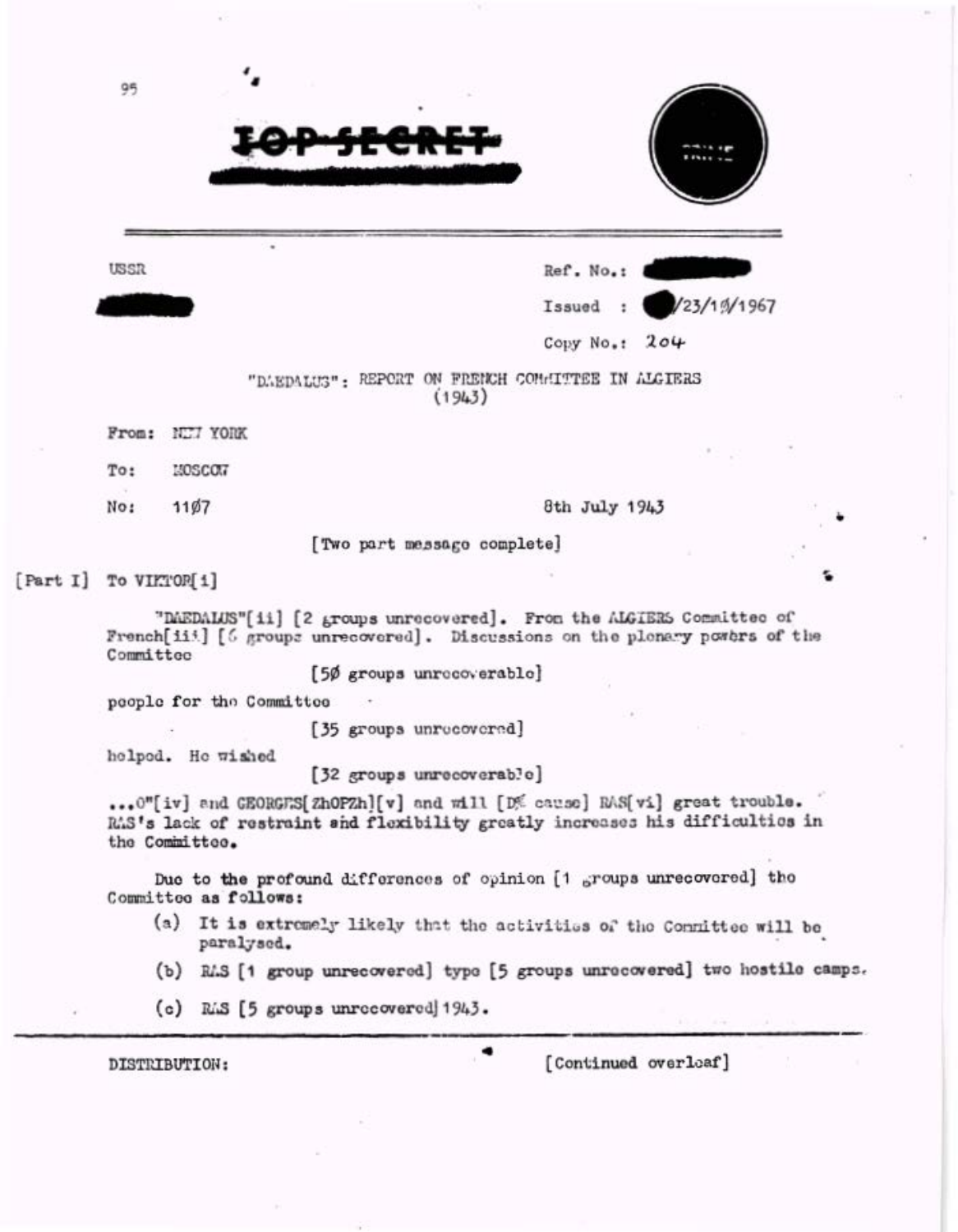95

**TOP SECRET**

USSR

Ref. No.:

Issued : /23/10/1967

Copy No.: 204

"DAEDALUS": REPORT ON FRENCH COMMITTEE IN ALGIERS (1943)

From: NEW YORK

To: MOSCOW

No: 1107 8th July 1943

[Two part message complete]

[Part I] To VIKTOR[i]

"DAEDALUS"[ii] [2 groups unrecovered]. From the ALGIERS Committee of French[iii] [6 groups unrecovered]. Discussions on the plenary powers of the Committee

[50 groups unrecoverable]

people for the Committee

[35 groups unrecovered]

helped. He wished

[32 groups unrecoverable]

...O"[iv] and GEORGES[ZhOPZh][v] and will [D% cause] RAS[vi] great trouble. RAS's lack of restraint and flexibility greatly increases his difficulties in the Committee.

Due to the profound differences of opinion [1 groups unrecovered] the Committee as follows:

(a) It is extremely likely that the activities of the Committee will be paralysed.

(b) RAS [1 group unrecovered] type [5 groups unrecovered] two hostile camps.

(c) RAS [5 groups unrecovered] 1943.

DISTRIBUTION:

[Continued overleaf]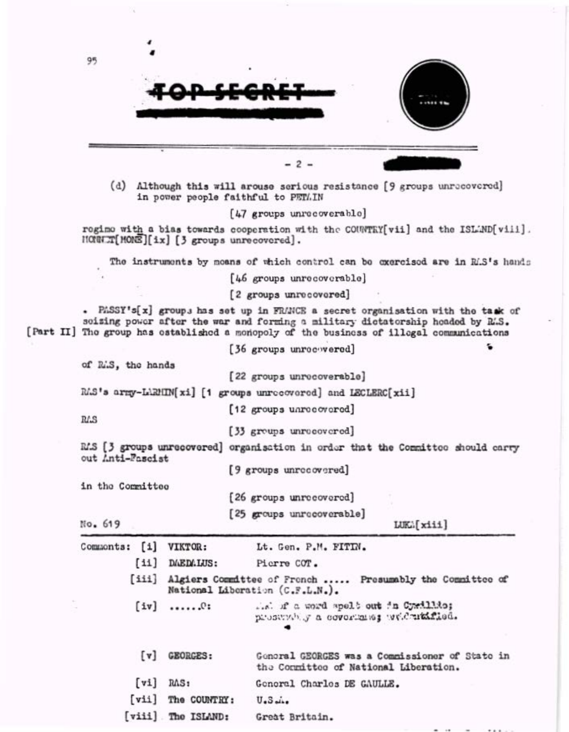TOP SECRET

(d) Although this will arouse serious resistance [9 groups unrecovered] in power people faithful to PETAIN

[47 groups unrecoverable]

regime with a bias towards cooperation with the COUNTRY[vii] and the ISLAND[viii]. MONNET[MONE][ix] [3 groups unrecovered].

The instruments by means of which control can be exercised are in RAS's hands

[46 groups unrecoverable]

[2 groups unrecovered]

. PASSY's[x] group has set up in FRANCE a secret organisation with the task of seizing power after the war and forming a military dictatorship headed by RAS.

[Part II] The group has established a monopoly of the business of illegal communications

[36 groups unrecovered]

of RAS, the hands

[22 groups unrecoverable]

RAS's army-LARMIN[xi] [1 groups unrecovered] and LECLERC[xii]

[12 groups unrecovered]

RAS

[33 groups unrecovered]

RAS [3 groups unrecovered] organisation in order that the Committee should carry out Anti-Fascist

[9 groups unrecovered]

in the Committee

[26 groups unrecovered]

[25 groups unrecoverable]

No. 619 LUKA[xiii]

Comments:

| | | |
|---|---|---|
| [i] | VIKTOR: | Lt. Gen. P.M. FITIN. |
| [ii] | DAEDALUS: | Pierre COT. |
| [iii] | Algiers Committee of French ..... | Presumably the Committee of National Liberation (C.F.L.N.). |
| [iv] | ......O: | ... of a word spelt out in Cyrillic; presumably a covername unidentified. |
| [v] | GEORGES: | General GEORGES was a Commissioner of State in the Committee of National Liberation. |
| [vi] | RAS: | General Charles DE GAULLE. |
| [vii] | The COUNTRY: | U.S.A. |
| [viii] | The ISLAND: | Great Britain. |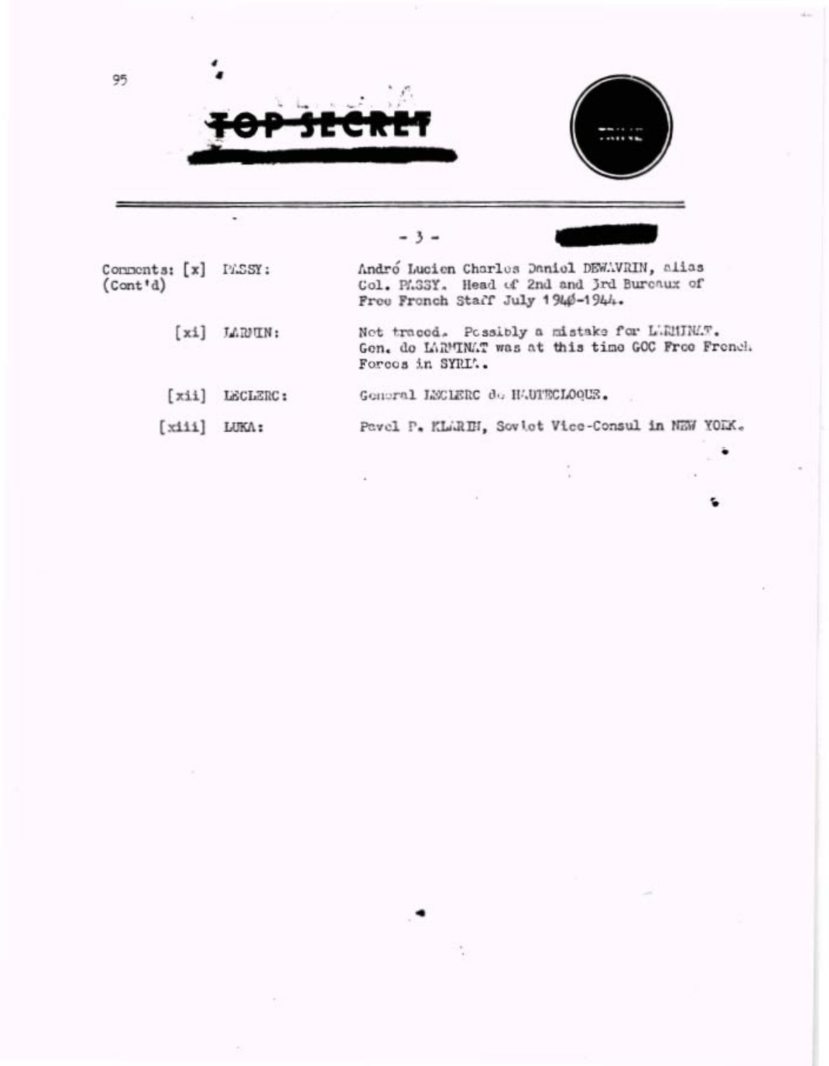**TOP SECRET**

TRINE

| | |
|---|---|
| Comments: [x] PASSY: (Cont'd) | André Lucien Charles Daniel DEWAVRIN, alias Col. PASSY. Head of 2nd and 3rd Bureaux of Free French Staff July 1940-1944. |
| [xi] LARMIN: | Not traced. Possibly a mistake for LARMINAT. Gen. de LARMINAT was at this time GOC Free French Forces in SYRIA. |
| [xii] LECLERC: | General LECLERC de HAUTECLOQUE. |
| [xiii] LUKA: | Pavel P. KLARIN, Soviet Vice-Consul in NEW YORK. |